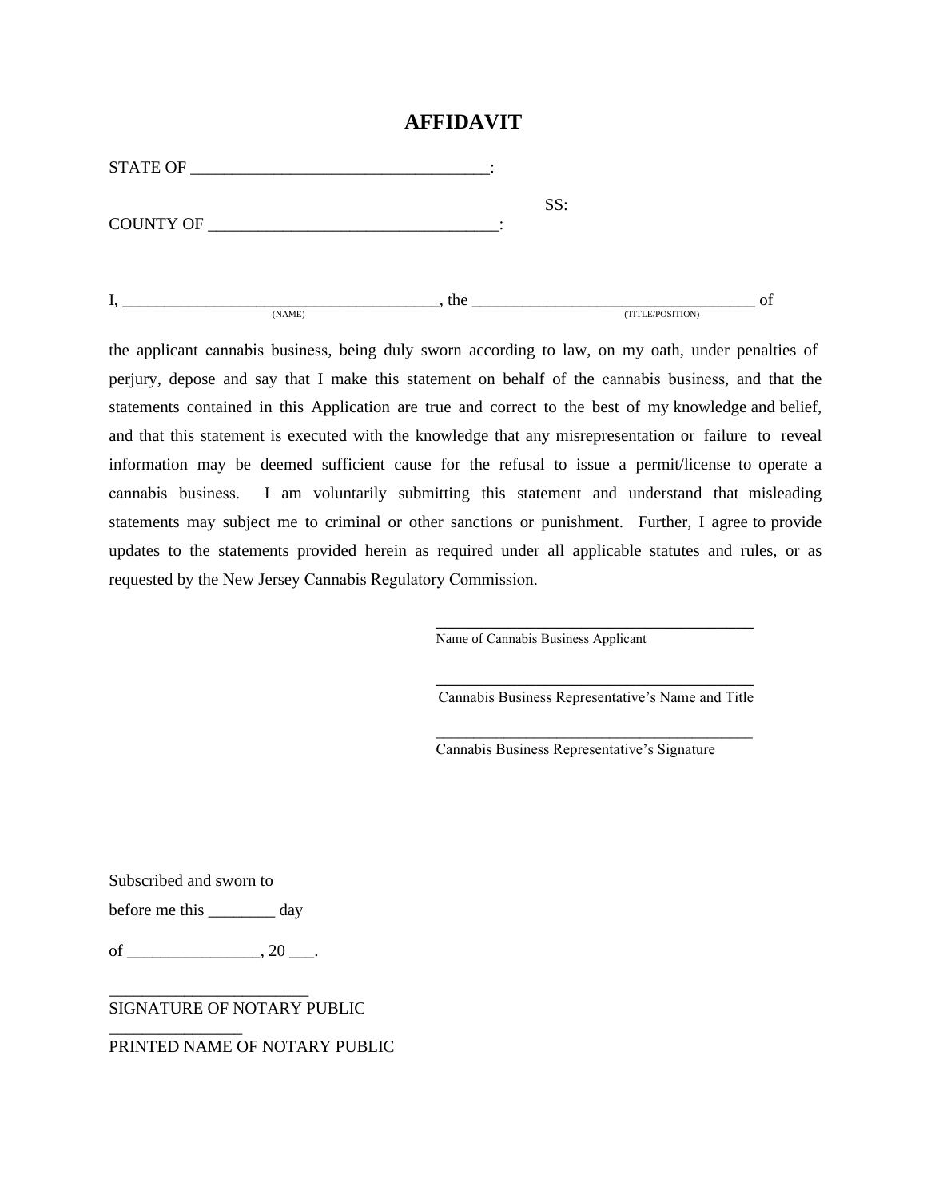# AFFIDAVIT

STATE OF ___________________________________:

SS:

COUNTY OF __________________________________:

I, ______________________________________, the __________________________________ of
(NAME) (TITLE/POSITION)

the applicant cannabis business, being duly sworn according to law, on my oath, under penalties of perjury, depose and say that I make this statement on behalf of the cannabis business, and that the statements contained in this Application are true and correct to the best of my knowledge and belief, and that this statement is executed with the knowledge that any misrepresentation or failure to reveal information may be deemed sufficient cause for the refusal to issue a permit/license to operate a cannabis business. I am voluntarily submitting this statement and understand that misleading statements may subject me to criminal or other sanctions or punishment. Further, I agree to provide updates to the statements provided herein as required under all applicable statutes and rules, or as requested by the New Jersey Cannabis Regulatory Commission.

________________________________________
Name of Cannabis Business Applicant

________________________________________
Cannabis Business Representative's Name and Title

________________________________________
Cannabis Business Representative's Signature

Subscribed and sworn to

before me this ________ day

of ________________, 20 ___.

________________________
SIGNATURE OF NOTARY PUBLIC

________________
PRINTED NAME OF NOTARY PUBLIC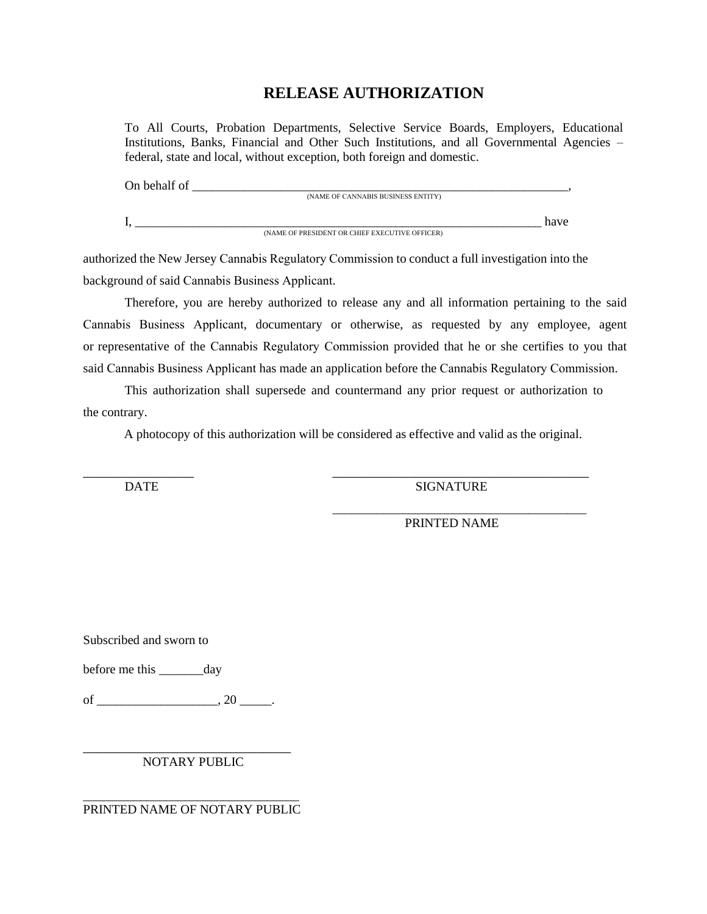# RELEASE AUTHORIZATION

To All Courts, Probation Departments, Selective Service Boards, Employers, Educational Institutions, Banks, Financial and Other Such Institutions, and all Governmental Agencies – federal, state and local, without exception, both foreign and domestic.

On behalf of ________________________________________________________________,
(NAME OF CANNABIS BUSINESS ENTITY)

I, ______________________________________________________________________ have
(NAME OF PRESIDENT OR CHIEF EXECUTIVE OFFICER)

authorized the New Jersey Cannabis Regulatory Commission to conduct a full investigation into the background of said Cannabis Business Applicant.

Therefore, you are hereby authorized to release any and all information pertaining to the said Cannabis Business Applicant, documentary or otherwise, as requested by any employee, agent or representative of the Cannabis Regulatory Commission provided that he or she certifies to you that said Cannabis Business Applicant has made an application before the Cannabis Regulatory Commission.

This authorization shall supersede and countermand any prior request or authorization to the contrary.

A photocopy of this authorization will be considered as effective and valid as the original.

_________________ DATE

__________________________________________ SIGNATURE

__________________________________________ PRINTED NAME

Subscribed and sworn to

before me this _______day

of ___________________, 20 _____.

_________________________________
NOTARY PUBLIC

__________________________________
PRINTED NAME OF NOTARY PUBLIC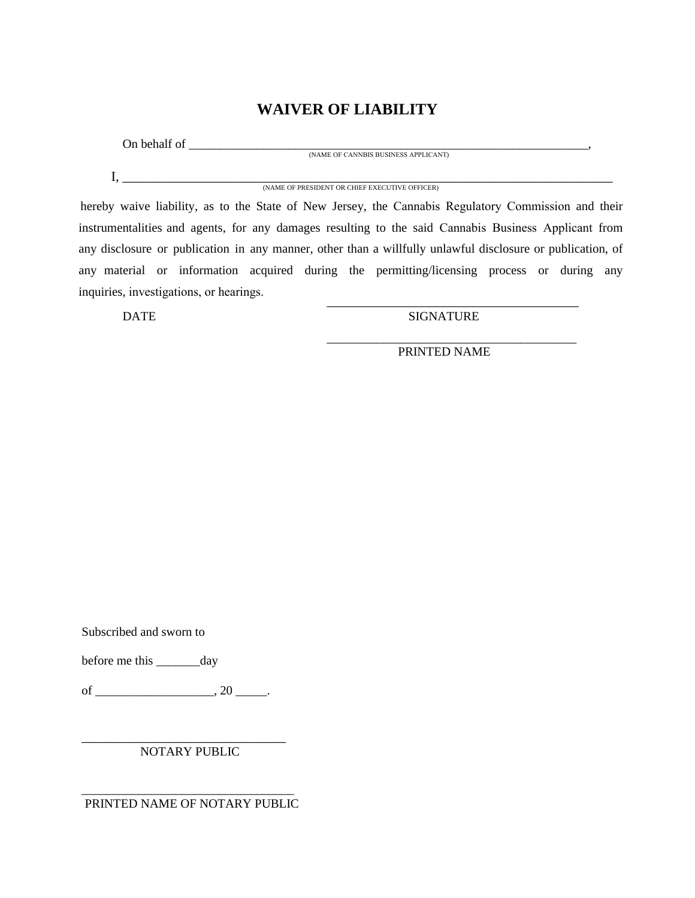# WAIVER OF LIABILITY

On behalf of ______________________________________________________________________,
(NAME OF CANNBIS BUSINESS APPLICANT)

I, ______________________________________________________________________________
(NAME OF PRESIDENT OR CHIEF EXECUTIVE OFFICER)

hereby waive liability, as to the State of New Jersey, the Cannabis Regulatory Commission and their instrumentalities and agents, for any damages resulting to the said Cannabis Business Applicant from any disclosure or publication in any manner, other than a willfully unlawful disclosure or publication, of any material or information acquired during the permitting/licensing process or during any inquiries, investigations, or hearings.

DATE

____________________________________________
SIGNATURE

____________________________________________
PRINTED NAME

Subscribed and sworn to

before me this _______day

of ___________________, 20 _____.

__________________________________
NOTARY PUBLIC

__________________________________
PRINTED NAME OF NOTARY PUBLIC